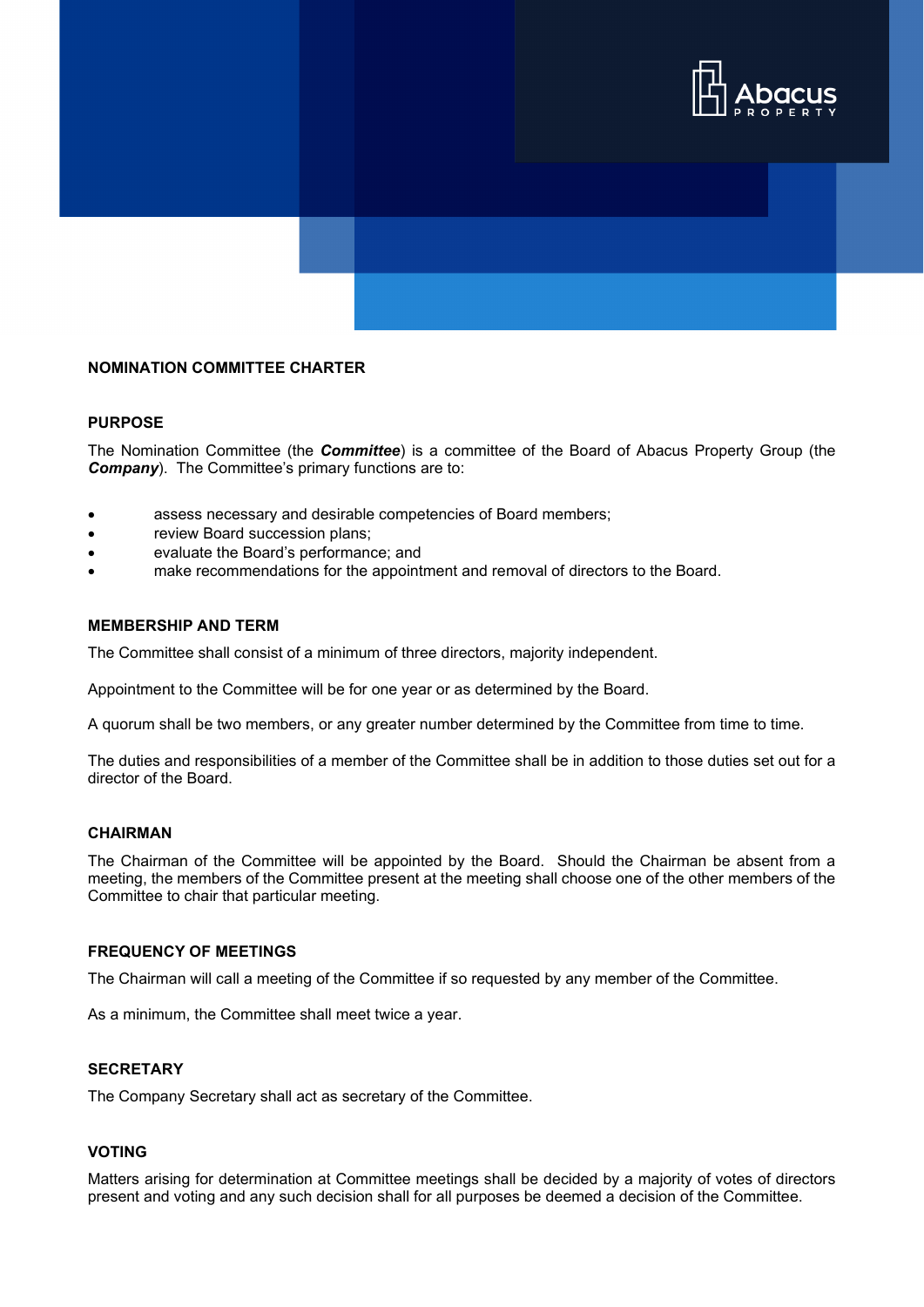# NOMINATION COMMITTEE CHARTER

## PURPOSE

The Nomination Committee (the ***Committee***) is a committee of the Board of Abacus Property Group (the ***Company***). The Committee's primary functions are to:

- assess necessary and desirable competencies of Board members;
- review Board succession plans;
- evaluate the Board's performance; and
- make recommendations for the appointment and removal of directors to the Board.

## MEMBERSHIP AND TERM

The Committee shall consist of a minimum of three directors, majority independent.

Appointment to the Committee will be for one year or as determined by the Board.

A quorum shall be two members, or any greater number determined by the Committee from time to time.

The duties and responsibilities of a member of the Committee shall be in addition to those duties set out for a director of the Board.

## CHAIRMAN

The Chairman of the Committee will be appointed by the Board. Should the Chairman be absent from a meeting, the members of the Committee present at the meeting shall choose one of the other members of the Committee to chair that particular meeting.

## FREQUENCY OF MEETINGS

The Chairman will call a meeting of the Committee if so requested by any member of the Committee.

As a minimum, the Committee shall meet twice a year.

## SECRETARY

The Company Secretary shall act as secretary of the Committee.

## VOTING

Matters arising for determination at Committee meetings shall be decided by a majority of votes of directors present and voting and any such decision shall for all purposes be deemed a decision of the Committee.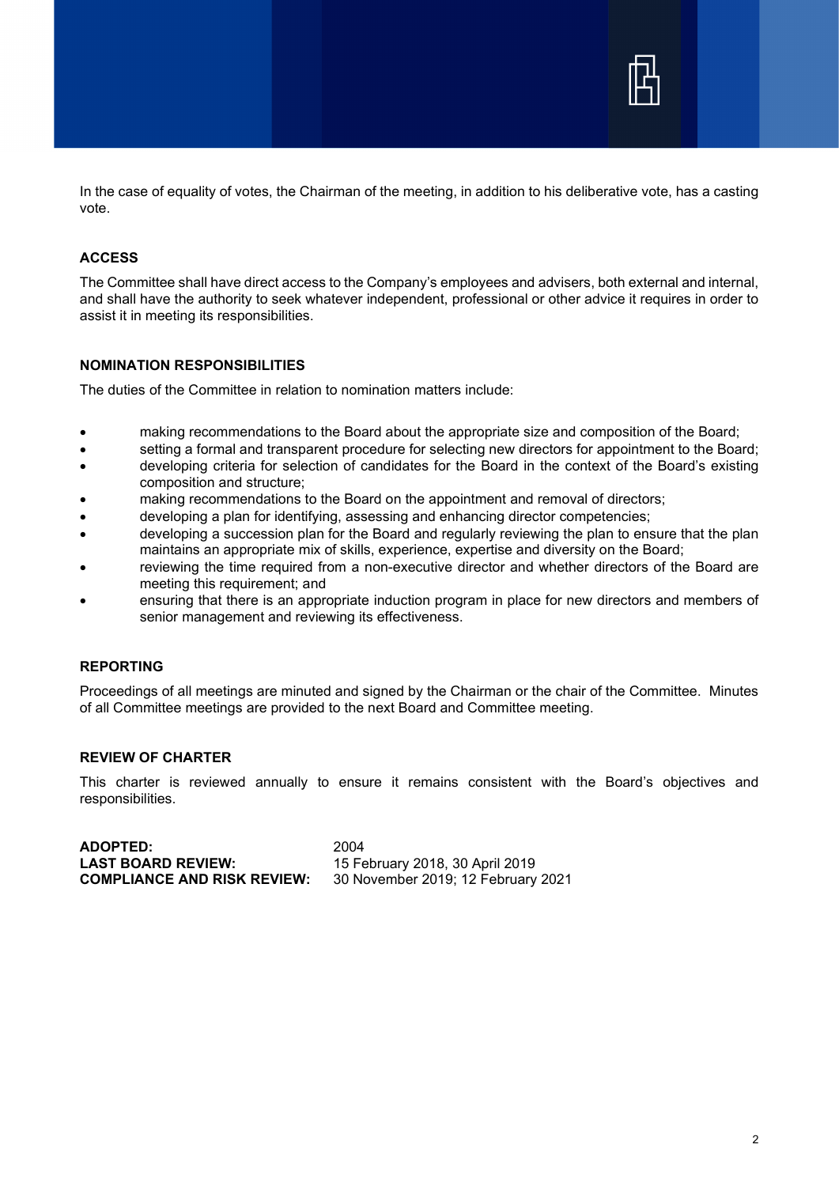In the case of equality of votes, the Chairman of the meeting, in addition to his deliberative vote, has a casting vote.

## ACCESS

The Committee shall have direct access to the Company's employees and advisers, both external and internal, and shall have the authority to seek whatever independent, professional or other advice it requires in order to assist it in meeting its responsibilities.

## NOMINATION RESPONSIBILITIES

The duties of the Committee in relation to nomination matters include:

- making recommendations to the Board about the appropriate size and composition of the Board;
- setting a formal and transparent procedure for selecting new directors for appointment to the Board;
- developing criteria for selection of candidates for the Board in the context of the Board's existing composition and structure;
- making recommendations to the Board on the appointment and removal of directors;
- developing a plan for identifying, assessing and enhancing director competencies;
- developing a succession plan for the Board and regularly reviewing the plan to ensure that the plan maintains an appropriate mix of skills, experience, expertise and diversity on the Board;
- reviewing the time required from a non-executive director and whether directors of the Board are meeting this requirement; and
- ensuring that there is an appropriate induction program in place for new directors and members of senior management and reviewing its effectiveness.

## REPORTING

Proceedings of all meetings are minuted and signed by the Chairman or the chair of the Committee. Minutes of all Committee meetings are provided to the next Board and Committee meeting.

## REVIEW OF CHARTER

This charter is reviewed annually to ensure it remains consistent with the Board's objectives and responsibilities.

**ADOPTED:** 2004
**LAST BOARD REVIEW:** 15 February 2018, 30 April 2019
**COMPLIANCE AND RISK REVIEW:** 30 November 2019; 12 February 2021